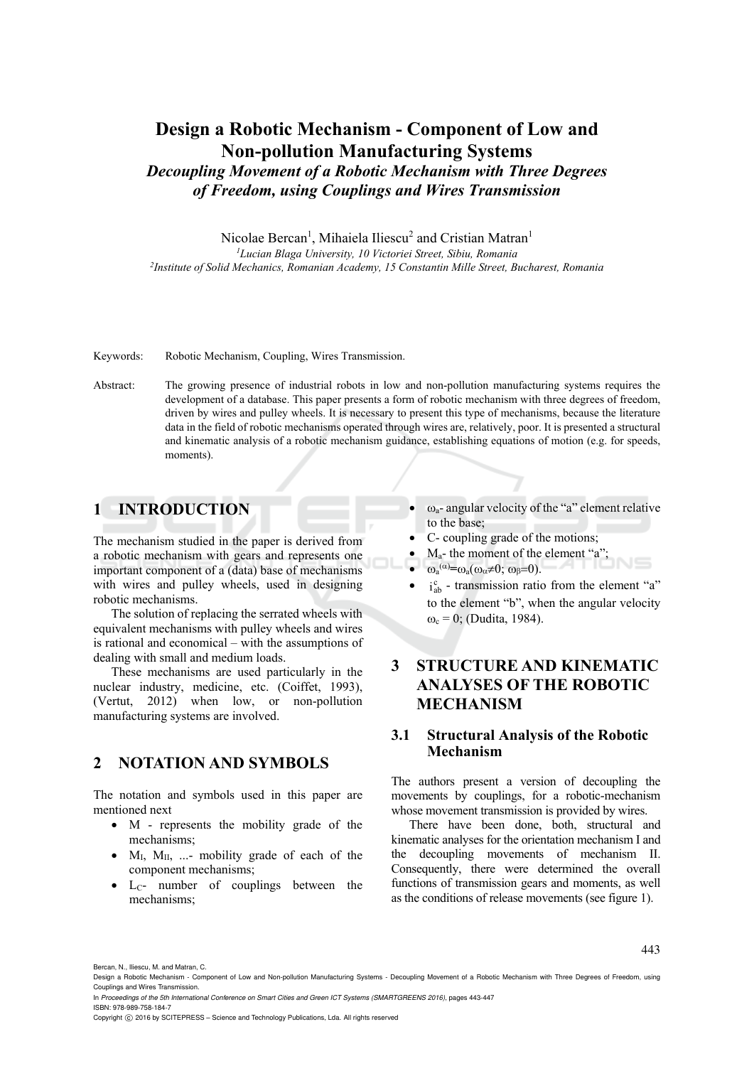# Design a Robotic Mechanism - Component of Low and Non-pollution Manufacturing Systems

### *Decoupling Movement of a Robotic Mechanism with Three Degrees of Freedom, using Couplings and Wires Transmission*

Nicolae Bercan[1], Mihaiela Iliescu[2] and Cristian Matran[1]

[1]*Lucian Blaga University, 10 Victoriei Street, Sibiu, Romania*
[2]*Institute of Solid Mechanics, Romanian Academy, 15 Constantin Mille Street, Bucharest, Romania*

Keywords: Robotic Mechanism, Coupling, Wires Transmission.

Abstract: The growing presence of industrial robots in low and non-pollution manufacturing systems requires the development of a database. This paper presents a form of robotic mechanism with three degrees of freedom, driven by wires and pulley wheels. It is necessary to present this type of mechanisms, because the literature data in the field of robotic mechanisms operated through wires are, relatively, poor. It is presented a structural and kinematic analysis of a robotic mechanism guidance, establishing equations of motion (e.g. for speeds, moments).

## 1 INTRODUCTION

The mechanism studied in the paper is derived from a robotic mechanism with gears and represents one important component of a (data) base of mechanisms with wires and pulley wheels, used in designing robotic mechanisms.

The solution of replacing the serrated wheels with equivalent mechanisms with pulley wheels and wires is rational and economical – with the assumptions of dealing with small and medium loads.

These mechanisms are used particularly in the nuclear industry, medicine, etc. (Coiffet, 1993), (Vertut, 2012) when low, or non-pollution manufacturing systems are involved.

## 2 NOTATION AND SYMBOLS

The notation and symbols used in this paper are mentioned next

- M - represents the mobility grade of the mechanisms;
- $M_I$, $M_{II}$, ...- mobility grade of each of the component mechanisms;
- $L_C$- number of couplings between the mechanisms;
- $\omega_a$- angular velocity of the "a" element relative to the base;
- C- coupling grade of the motions;
- $M_a$- the moment of the element "a";
- $\omega_a^{(\alpha)}=\omega_a(\omega_\alpha\neq 0;\ \omega_\beta=0)$.
- $i_{ab}^{c}$ - transmission ratio from the element "a" to the element "b", when the angular velocity $\omega_c = 0$; (Dudita, 1984).

## 3 STRUCTURE AND KINEMATIC ANALYSES OF THE ROBOTIC MECHANISM

### 3.1 Structural Analysis of the Robotic Mechanism

The authors present a version of decoupling the movements by couplings, for a robotic-mechanism whose movement transmission is provided by wires.

There have been done, both, structural and kinematic analyses for the orientation mechanism I and the decoupling movements of mechanism II. Consequently, there were determined the overall functions of transmission gears and moments, as well as the conditions of release movements (see figure 1).

Bercan, N., Iliescu, M. and Matran, C.
Design a Robotic Mechanism - Component of Low and Non-pollution Manufacturing Systems - Decoupling Movement of a Robotic Mechanism with Three Degrees of Freedom, using Couplings and Wires Transmission.
In *Proceedings of the 5th International Conference on Smart Cities and Green ICT Systems (SMARTGREENS 2016)*, pages 443-447
ISBN: 978-989-758-184-7
Copyright © 2016 by SCITEPRESS – Science and Technology Publications, Lda. All rights reserved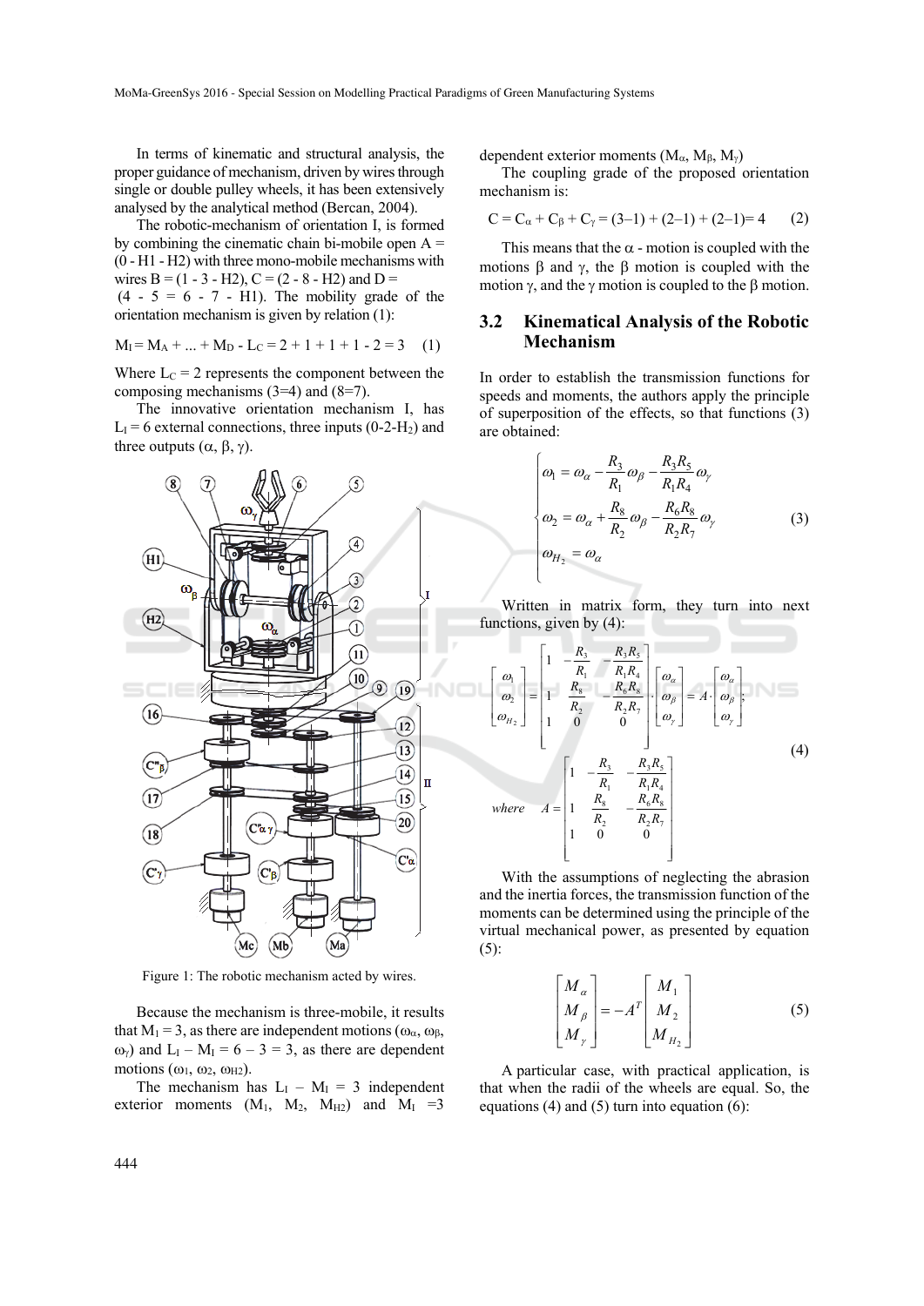In terms of kinematic and structural analysis, the proper guidance of mechanism, driven by wires through single or double pulley wheels, it has been extensively analysed by the analytical method (Bercan, 2004).

The robotic-mechanism of orientation I, is formed by combining the cinematic chain bi-mobile open A = (0 - H1 - H2) with three mono-mobile mechanisms with wires B = (1 - 3 - H2), C = (2 - 8 - H2) and D = (4 - 5 = 6 - 7 - H1). The mobility grade of the orientation mechanism is given by relation (1):

$$M_I = M_A + ... + M_D - L_C = 2 + 1 + 1 + 1 - 2 = 3 \quad (1)$$

Where $L_C = 2$ represents the component between the composing mechanisms (3=4) and (8=7).

The innovative orientation mechanism I, has $L_I = 6$ external connections, three inputs (0-2-$H_2$) and three outputs ($\alpha$, $\beta$, $\gamma$).

Figure 1: The robotic mechanism acted by wires.

Because the mechanism is three-mobile, it results that $M_I = 3$, as there are independent motions ($\omega_\alpha$, $\omega_\beta$, $\omega_\gamma$) and $L_I - M_I = 6 - 3 = 3$, as there are dependent motions ($\omega_1$, $\omega_2$, $\omega_{H2}$).

The mechanism has $L_I - M_I = 3$ independent exterior moments ($M_1$, $M_2$, $M_{H2}$) and $M_I = 3$ dependent exterior moments ($M_\alpha$, $M_\beta$, $M_\gamma$)

The coupling grade of the proposed orientation mechanism is:

$$C = C_\alpha + C_\beta + C_\gamma = (3-1) + (2-1) + (2-1) = 4 \quad (2)$$

This means that the $\alpha$ - motion is coupled with the motions $\beta$ and $\gamma$, the $\beta$ motion is coupled with the motion $\gamma$, and the $\gamma$ motion is coupled to the $\beta$ motion.

### 3.2 Kinematical Analysis of the Robotic Mechanism

In order to establish the transmission functions for speeds and moments, the authors apply the principle of superposition of the effects, so that functions (3) are obtained:

$$\begin{cases} \omega_1 = \omega_\alpha - \dfrac{R_3}{R_1}\omega_\beta - \dfrac{R_3 R_5}{R_1 R_4}\omega_\gamma \\ \omega_2 = \omega_\alpha + \dfrac{R_8}{R_2}\omega_\beta - \dfrac{R_6 R_8}{R_2 R_7}\omega_\gamma \\ \omega_{H_2} = \omega_\alpha \end{cases} \quad (3)$$

Written in matrix form, they turn into next functions, given by (4):

$$\begin{bmatrix} \omega_1 \\ \omega_2 \\ \omega_{H_2} \end{bmatrix} = \begin{bmatrix} 1 & -\dfrac{R_3}{R_1} & -\dfrac{R_3 R_5}{R_1 R_4} \\ 1 & \dfrac{R_8}{R_2} & -\dfrac{R_6 R_8}{R_2 R_7} \\ 1 & 0 & 0 \end{bmatrix} \cdot \begin{bmatrix} \omega_\alpha \\ \omega_\beta \\ \omega_\gamma \end{bmatrix} = A \cdot \begin{bmatrix} \omega_\alpha \\ \omega_\beta \\ \omega_\gamma \end{bmatrix};$$

$$where \quad A = \begin{bmatrix} 1 & -\dfrac{R_3}{R_1} & -\dfrac{R_3 R_5}{R_1 R_4} \\ 1 & \dfrac{R_8}{R_2} & -\dfrac{R_6 R_8}{R_2 R_7} \\ 1 & 0 & 0 \end{bmatrix} \quad (4)$$

With the assumptions of neglecting the abrasion and the inertia forces, the transmission function of the moments can be determined using the principle of the virtual mechanical power, as presented by equation (5):

$$\begin{bmatrix} M_\alpha \\ M_\beta \\ M_\gamma \end{bmatrix} = -A^T \begin{bmatrix} M_1 \\ M_2 \\ M_{H_2} \end{bmatrix} \quad (5)$$

A particular case, with practical application, is that when the radii of the wheels are equal. So, the equations (4) and (5) turn into equation (6):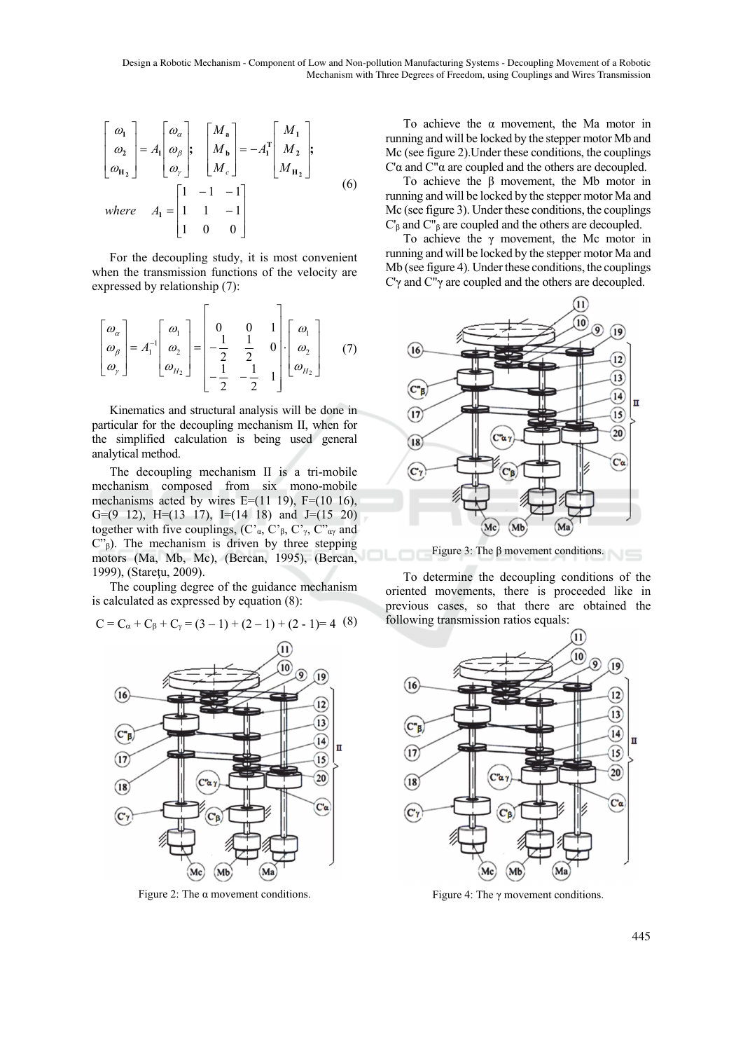$$
\begin{bmatrix} \omega_1 \\ \omega_2 \\ \omega_{H_2} \end{bmatrix} = A_1 \begin{bmatrix} \omega_\alpha \\ \omega_\beta \\ \omega_\gamma \end{bmatrix}; \quad \begin{bmatrix} M_a \\ M_b \\ M_c \end{bmatrix} = -A_1^T \begin{bmatrix} M_1 \\ M_2 \\ M_{H_2} \end{bmatrix};
$$

$$
where \quad A_1 = \begin{bmatrix} 1 & -1 & -1 \\ 1 & 1 & -1 \\ 1 & 0 & 0 \end{bmatrix} \tag{6}
$$

For the decoupling study, it is most convenient when the transmission functions of the velocity are expressed by relationship (7):

$$
\begin{bmatrix} \omega_\alpha \\ \omega_\beta \\ \omega_\gamma \end{bmatrix} = A_1^{-1} \begin{bmatrix} \omega_1 \\ \omega_2 \\ \omega_{H_2} \end{bmatrix} = \begin{bmatrix} 0 & 0 & 1 \\ -\frac{1}{2} & \frac{1}{2} & 0 \\ -\frac{1}{2} & -\frac{1}{2} & 1 \end{bmatrix} \cdot \begin{bmatrix} \omega_1 \\ \omega_2 \\ \omega_{H_2} \end{bmatrix} \tag{7}
$$

Kinematics and structural analysis will be done in particular for the decoupling mechanism II, when for the simplified calculation is being used general analytical method.

The decoupling mechanism II is a tri-mobile mechanism composed from six mono-mobile mechanisms acted by wires E=(11 19), F=(10 16), G=(9 12), H=(13 17), I=(14 18) and J=(15 20) together with five couplings, ($C'_\alpha$, $C'_\beta$, $C'_\gamma$, $C''_{\alpha\gamma}$ and $C''_\beta$). The mechanism is driven by three stepping motors (Ma, Mb, Mc), (Bercan, 1995), (Bercan, 1999), (Stareţu, 2009).

The coupling degree of the guidance mechanism is calculated as expressed by equation (8):

$$
C = C_\alpha + C_\beta + C_\gamma = (3 - 1) + (2 - 1) + (2 - 1) = 4 \tag{8}
$$

Figure 2: The α movement conditions.

To achieve the α movement, the Ma motor in running and will be locked by the stepper motor Mb and Mc (see figure 2). Under these conditions, the couplings C'α and C"α are coupled and the others are decoupled.

To achieve the β movement, the Mb motor in running and will be locked by the stepper motor Ma and Mc (see figure 3). Under these conditions, the couplings $C'_\beta$ and $C''_\beta$ are coupled and the others are decoupled.

To achieve the γ movement, the Mc motor in running and will be locked by the stepper motor Ma and Mb (see figure 4). Under these conditions, the couplings C'γ and C"γ are coupled and the others are decoupled.

Figure 3: The β movement conditions.

To determine the decoupling conditions of the oriented movements, there is proceeded like in previous cases, so that there are obtained the following transmission ratios equals:

Figure 4: The γ movement conditions.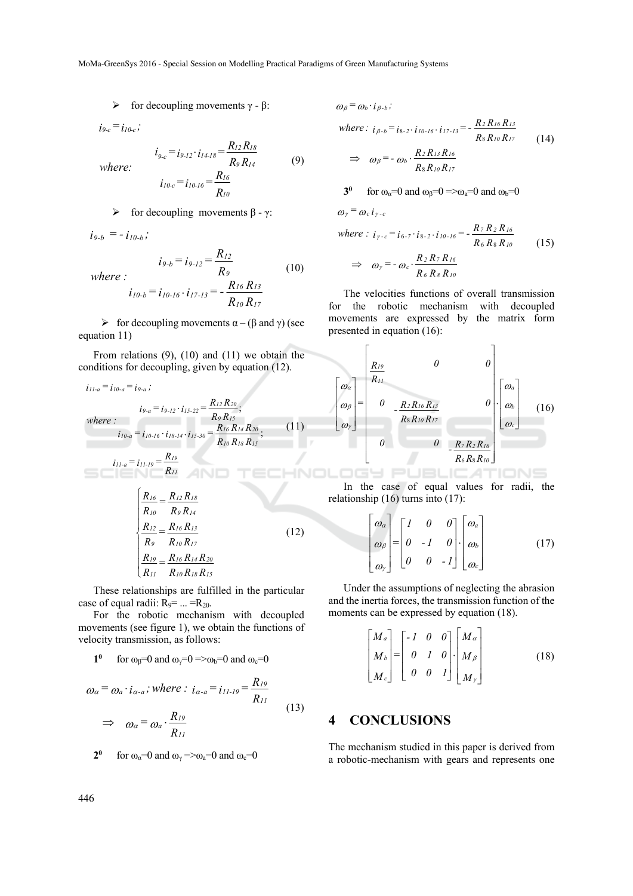- for decoupling movements γ - β:

$$i_{9\text{-}c} = i_{10\text{-}c};$$

$$\text{where:} \quad \begin{array}{l} i_{9\text{-}c} = i_{9\text{-}12} \cdot i_{14\text{-}18} = \dfrac{R_{12} R_{18}}{R_9 R_{14}} \\ i_{10\text{-}c} = i_{10\text{-}16} = \dfrac{R_{16}}{R_{10}} \end{array} \tag{9}$$

- for decoupling movements β - γ:

$$i_{9\text{-}b} = - i_{10\text{-}b};$$

$$\text{where:} \quad \begin{array}{l} i_{9\text{-}b} = i_{9\text{-}12} = \dfrac{R_{12}}{R_9} \\ i_{10\text{-}b} = i_{10\text{-}16} \cdot i_{17\text{-}13} = - \dfrac{R_{16} R_{13}}{R_{10} R_{17}} \end{array} \tag{10}$$

- for decoupling movements α – (β and γ) (see equation 11)

From relations (9), (10) and (11) we obtain the conditions for decoupling, given by equation (12).

$$i_{11\text{-}a} = i_{10\text{-}a} = i_{9\text{-}a};$$

$$\text{where:} \quad \begin{array}{l} i_{9\text{-}a} = i_{9\text{-}12} \cdot i_{15\text{-}22} = \dfrac{R_{12} R_{20}}{R_9 R_{15}}; \\ i_{10\text{-}a} = i_{10\text{-}16} \cdot i_{18\text{-}14} \cdot i_{15\text{-}30} = \dfrac{R_{16} R_{14} R_{20}}{R_{10} R_{18} R_{15}}; \end{array} \tag{11}$$

$$i_{11\text{-}a} = i_{11\text{-}19} = \frac{R_{19}}{R_{11}}$$

$$\begin{cases} \dfrac{R_{16}}{R_{10}} = \dfrac{R_{12} R_{18}}{R_9 R_{14}} \\ \dfrac{R_{12}}{R_9} = \dfrac{R_{16} R_{13}}{R_{10} R_{17}} \\ \dfrac{R_{19}}{R_{11}} = \dfrac{R_{16} R_{14} R_{20}}{R_{10} R_{18} R_{15}} \end{cases} \tag{12}$$

These relationships are fulfilled in the particular case of equal radii: $R_9 = ... = R_{20}$.

For the robotic mechanism with decoupled movements (see figure 1), we obtain the functions of velocity transmission, as follows:

**1[0]** for $\omega_\beta=0$ and $\omega_\gamma=0 \Rightarrow \omega_b=0$ and $\omega_c=0$

$$\omega_\alpha = \omega_a \cdot i_{\alpha\text{-}a}; \text{ where: } i_{\alpha\text{-}a} = i_{11\text{-}19} = \frac{R_{19}}{R_{11}}$$

$$\Rightarrow \quad \omega_\alpha = \omega_a \cdot \frac{R_{19}}{R_{11}} \tag{13}$$

**2[0]** for $\omega_\alpha=0$ and $\omega_\gamma \Rightarrow \omega_a=0$ and $\omega_c=0$

$$\omega_\beta = \omega_b \cdot i_{\beta\text{-}b};$$

$$\text{where: } i_{\beta\text{-}b} = i_{8\text{-}2} \cdot i_{10\text{-}16} \cdot i_{17\text{-}13} = - \frac{R_2 R_{16} R_{13}}{R_8 R_{10} R_{17}} \tag{14}$$

$$\Rightarrow \quad \omega_\beta = - \omega_b \cdot \frac{R_2 R_{13} R_{16}}{R_8 R_{10} R_{17}}$$

**3[0]** for $\omega_\alpha=0$ and $\omega_\beta=0 \Rightarrow \omega_a=0$ and $\omega_b=0$

$$\omega_\gamma = \omega_c \, i_{\gamma\text{-}c}$$

$$\text{where: } i_{\gamma\text{-}c} = i_{6\text{-}7} \cdot i_{8\text{-}2} \cdot i_{10\text{-}16} = - \frac{R_7 R_2 R_{16}}{R_6 R_8 R_{10}} \tag{15}$$

$$\Rightarrow \quad \omega_\gamma = - \omega_c \cdot \frac{R_2 R_7 R_{16}}{R_6 R_8 R_{10}}$$

The velocities functions of overall transmission for the robotic mechanism with decoupled movements are expressed by the matrix form presented in equation (16):

$$\begin{bmatrix} \omega_\alpha \\ \omega_\beta \\ \omega_\gamma \end{bmatrix} = \begin{bmatrix} \dfrac{R_{19}}{R_{11}} & 0 & 0 \\ 0 & -\dfrac{R_2 R_{16} R_{13}}{R_8 R_{10} R_{17}} & 0 \\ 0 & 0 & -\dfrac{R_7 R_2 R_{16}}{R_6 R_8 R_{10}} \end{bmatrix} \cdot \begin{bmatrix} \omega_a \\ \omega_b \\ \omega_c \end{bmatrix} \tag{16}$$

In the case of equal values for radii, the relationship (16) turns into (17):

$$\begin{bmatrix} \omega_\alpha \\ \omega_\beta \\ \omega_\gamma \end{bmatrix} = \begin{bmatrix} 1 & 0 & 0 \\ 0 & -1 & 0 \\ 0 & 0 & -1 \end{bmatrix} \cdot \begin{bmatrix} \omega_a \\ \omega_b \\ \omega_c \end{bmatrix} \tag{17}$$

Under the assumptions of neglecting the abrasion and the inertia forces, the transmission function of the moments can be expressed by equation (18).

$$\begin{bmatrix} M_a \\ M_b \\ M_c \end{bmatrix} = \begin{bmatrix} -1 & 0 & 0 \\ 0 & 1 & 0 \\ 0 & 0 & 1 \end{bmatrix} \cdot \begin{bmatrix} M_\alpha \\ M_\beta \\ M_\gamma \end{bmatrix} \tag{18}$$

## 4 CONCLUSIONS

The mechanism studied in this paper is derived from a robotic-mechanism with gears and represents one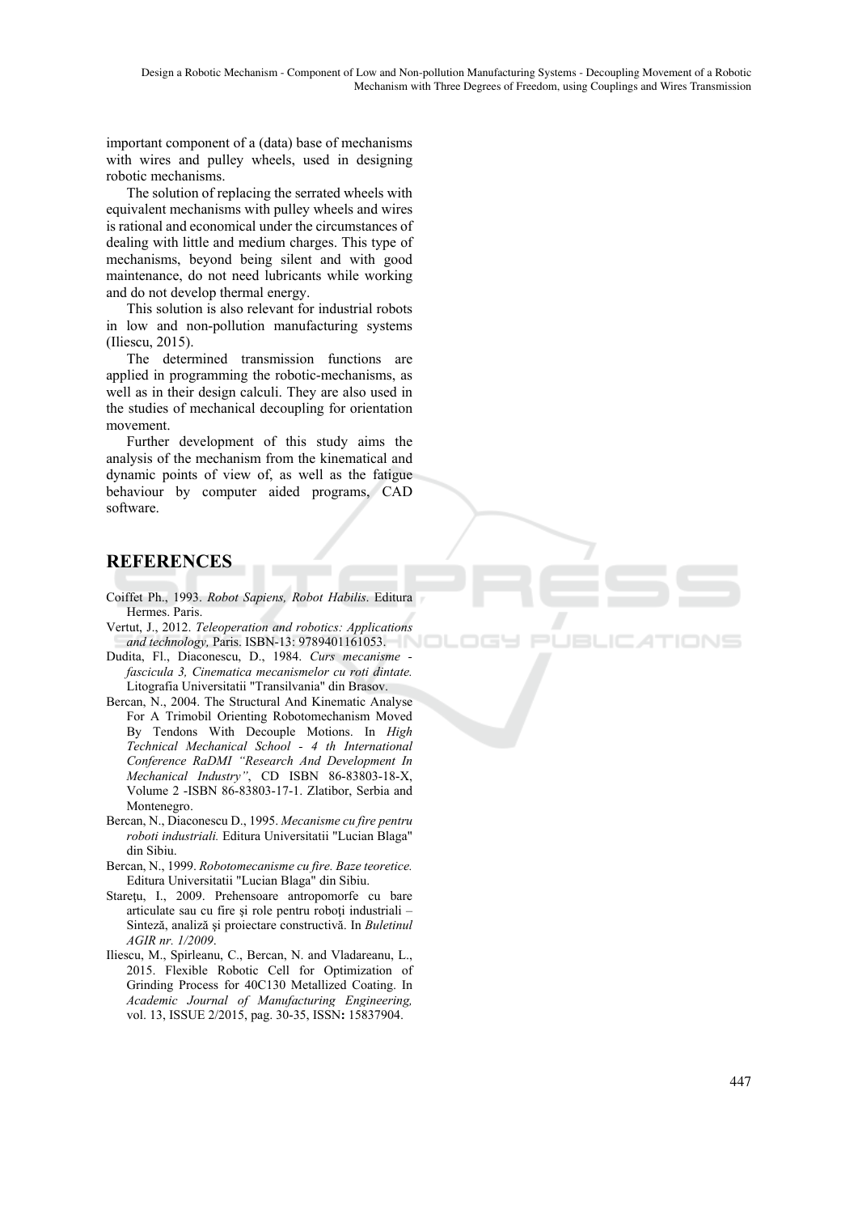important component of a (data) base of mechanisms with wires and pulley wheels, used in designing robotic mechanisms.

The solution of replacing the serrated wheels with equivalent mechanisms with pulley wheels and wires is rational and economical under the circumstances of dealing with little and medium charges. This type of mechanisms, beyond being silent and with good maintenance, do not need lubricants while working and do not develop thermal energy.

This solution is also relevant for industrial robots in low and non-pollution manufacturing systems (Iliescu, 2015).

The determined transmission functions are applied in programming the robotic-mechanisms, as well as in their design calculi. They are also used in the studies of mechanical decoupling for orientation movement.

Further development of this study aims the analysis of the mechanism from the kinematical and dynamic points of view of, as well as the fatigue behaviour by computer aided programs, CAD software.

## REFERENCES

Coiffet Ph., 1993. *Robot Sapiens, Robot Habilis*. Editura Hermes. Paris.

Vertut, J., 2012. *Teleoperation and robotics: Applications and technology,* Paris. ISBN-13: 9789401161053.

Dudita, Fl., Diaconescu, D., 1984. *Curs mecanisme - fascicula 3, Cinematica mecanismelor cu roti dintate.* Litografia Universitatii "Transilvania" din Brasov.

Bercan, N., 2004. The Structural And Kinematic Analyse For A Trimobil Orienting Robotomechanism Moved By Tendons With Decouple Motions. In *High Technical Mechanical School - 4 th International Conference RaDMI "Research And Development In Mechanical Industry"*, CD ISBN 86-83803-18-X, Volume 2 -ISBN 86-83803-17-1. Zlatibor, Serbia and Montenegro.

Bercan, N., Diaconescu D., 1995. *Mecanisme cu fire pentru roboti industriali.* Editura Universitatii "Lucian Blaga" din Sibiu.

Bercan, N., 1999. *Robotomecanisme cu fire. Baze teoretice.* Editura Universitatii "Lucian Blaga" din Sibiu.

Stareţu, I., 2009. Prehensoare antropomorfe cu bare articulate sau cu fire şi role pentru roboţi industriali – Sinteză, analiză şi proiectare constructivă. In *Buletinul AGIR nr. 1/2009*.

Iliescu, M., Spirleanu, C., Bercan, N. and Vladareanu, L., 2015. Flexible Robotic Cell for Optimization of Grinding Process for 40C130 Metallized Coating. In *Academic Journal of Manufacturing Engineering,* vol. 13, ISSUE 2/2015, pag. 30-35, ISSN**:** 15837904.